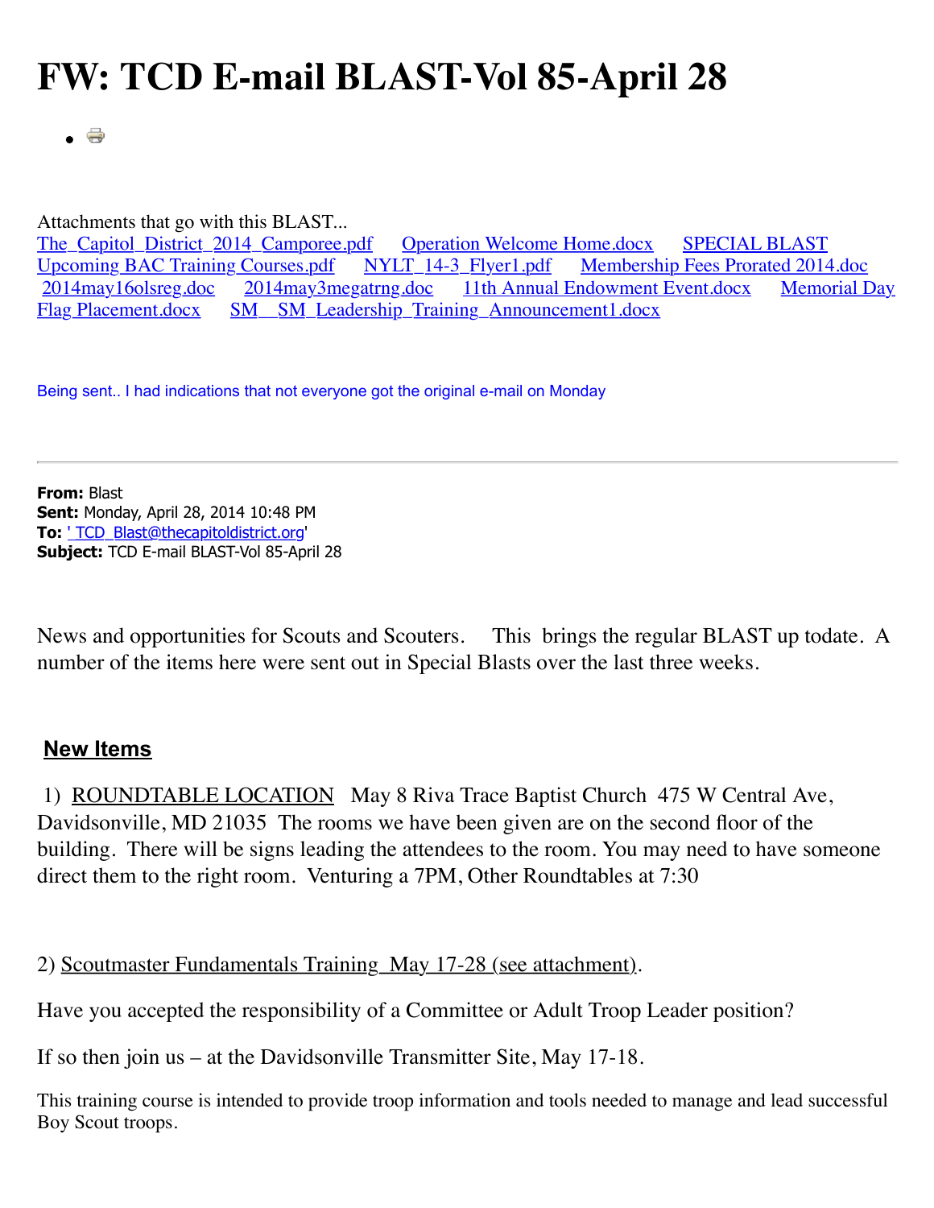# FW: TCD E-mail BLAST-Vol 85-April 28

Attachments that go with this BLAST...
The_Capitol_District_2014_Camporee.pdf    Operation Welcome Home.docx    SPECIAL BLAST Upcoming BAC Training Courses.pdf    NYLT_14-3_Flyer1.pdf    Membership Fees Prorated 2014.doc    2014may16olsreg.doc    2014may3megatrng.doc    11th Annual Endowment Event.docx    Memorial Day Flag Placement.docx    SM__SM_Leadership_Training_Announcement1.docx

Being sent.. I had indications that not everyone got the original e-mail on Monday

---

**From:** Blast
**Sent:** Monday, April 28, 2014 10:48 PM
**To:** ' TCD_Blast@thecapitoldistrict.org'
**Subject:** TCD E-mail BLAST-Vol 85-April 28

News and opportunities for Scouts and Scouters.    This  brings the regular BLAST up todate.  A number of the items here were sent out in Special Blasts over the last three weeks.

## New Items

1) ROUNDTABLE LOCATION   May 8 Riva Trace Baptist Church  475 W Central Ave, Davidsonville, MD 21035  The rooms we have been given are on the second floor of the building.  There will be signs leading the attendees to the room. You may need to have someone direct them to the right room.  Venturing a 7PM, Other Roundtables at 7:30

2) Scoutmaster Fundamentals Training  May 17-28 (see attachment).

Have you accepted the responsibility of a Committee or Adult Troop Leader position?

If so then join us – at the Davidsonville Transmitter Site, May 17-18.

This training course is intended to provide troop information and tools needed to manage and lead successful Boy Scout troops.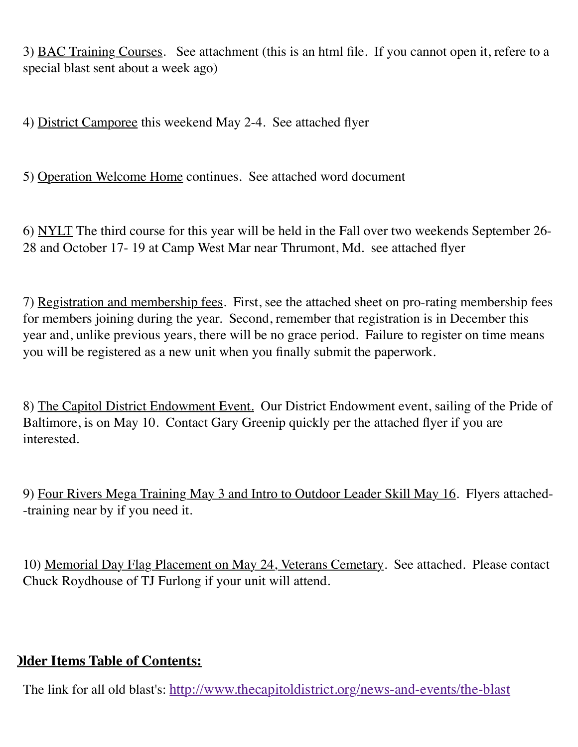3) <u>BAC Training Courses</u>. See attachment (this is an html file. If you cannot open it, refere to a special blast sent about a week ago)

4) <u>District Camporee</u> this weekend May 2-4. See attached flyer

5) <u>Operation Welcome Home</u> continues. See attached word document

6) <u>NYLT</u> The third course for this year will be held in the Fall over two weekends September 26-28 and October 17- 19 at Camp West Mar near Thrumont, Md. see attached flyer

7) <u>Registration and membership fees</u>. First, see the attached sheet on pro-rating membership fees for members joining during the year. Second, remember that registration is in December this year and, unlike previous years, there will be no grace period. Failure to register on time means you will be registered as a new unit when you finally submit the paperwork.

8) <u>The Capitol District Endowment Event.</u> Our District Endowment event, sailing of the Pride of Baltimore, is on May 10. Contact Gary Greenip quickly per the attached flyer if you are interested.

9) <u>Four Rivers Mega Training May 3 and Intro to Outdoor Leader Skill May 16</u>. Flyers attached--training near by if you need it.

10) <u>Memorial Day Flag Placement on May 24, Veterans Cemetary</u>. See attached. Please contact Chuck Roydhouse of TJ Furlong if your unit will attend.

## Older Items Table of Contents:

The link for all old blast's: [http://www.thecapitoldistrict.org/news-and-events/the-blast](http://www.thecapitoldistrict.org/news-and-events/the-blast)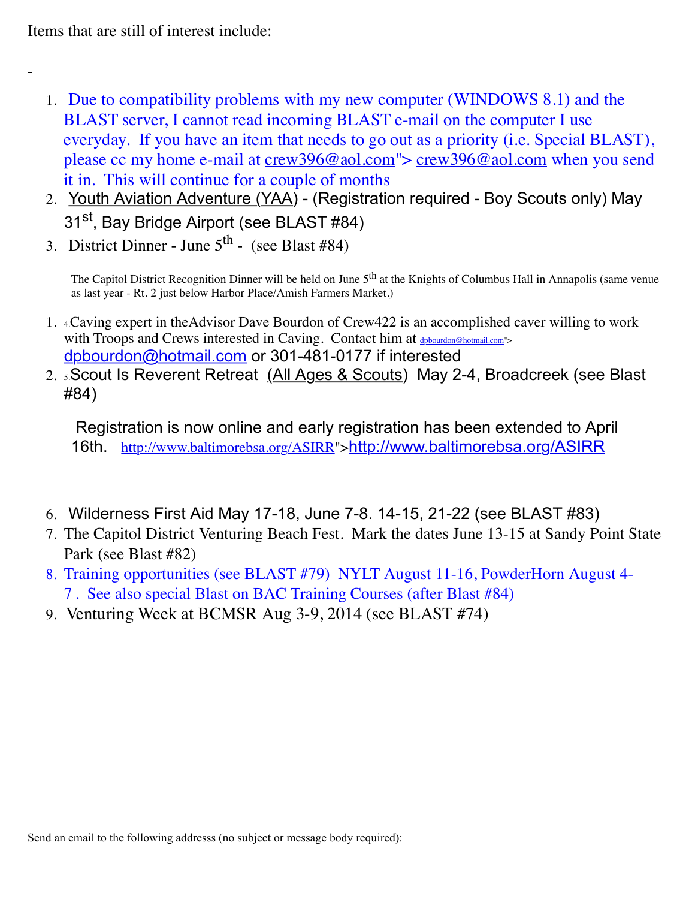Items that are still of interest include:

1. Due to compatibility problems with my new computer (WINDOWS 8.1) and the BLAST server, I cannot read incoming BLAST e-mail on the computer I use everyday. If you have an item that needs to go out as a priority (i.e. Special BLAST), please cc my home e-mail at crew396@aol.com"> crew396@aol.com when you send it in. This will continue for a couple of months
2. Youth Aviation Adventure (YAA) - (Registration required - Boy Scouts only) May 31st, Bay Bridge Airport (see BLAST #84)
3. District Dinner - June 5th - (see Blast #84)

   The Capitol District Recognition Dinner will be held on June 5th at the Knights of Columbus Hall in Annapolis (same venue as last year - Rt. 2 just below Harbor Place/Amish Farmers Market.)

1. 4.Caving expert in theAdvisor Dave Bourdon of Crew422 is an accomplished caver willing to work with Troops and Crews interested in Caving. Contact him at dpbourdon@hotmail.com"> dpbourdon@hotmail.com or 301-481-0177 if interested
2. 5.Scout Is Reverent Retreat (All Ages & Scouts) May 2-4, Broadcreek (see Blast #84)

   Registration is now online and early registration has been extended to April 16th. http://www.baltimorebsa.org/ASIRR">http://www.baltimorebsa.org/ASIRR

6. Wilderness First Aid May 17-18, June 7-8. 14-15, 21-22 (see BLAST #83)
7. The Capitol District Venturing Beach Fest. Mark the dates June 13-15 at Sandy Point State Park (see Blast #82)
8. Training opportunities (see BLAST #79) NYLT August 11-16, PowderHorn August 4-7 . See also special Blast on BAC Training Courses (after Blast #84)
9. Venturing Week at BCMSR Aug 3-9, 2014 (see BLAST #74)

Send an email to the following addresss (no subject or message body required):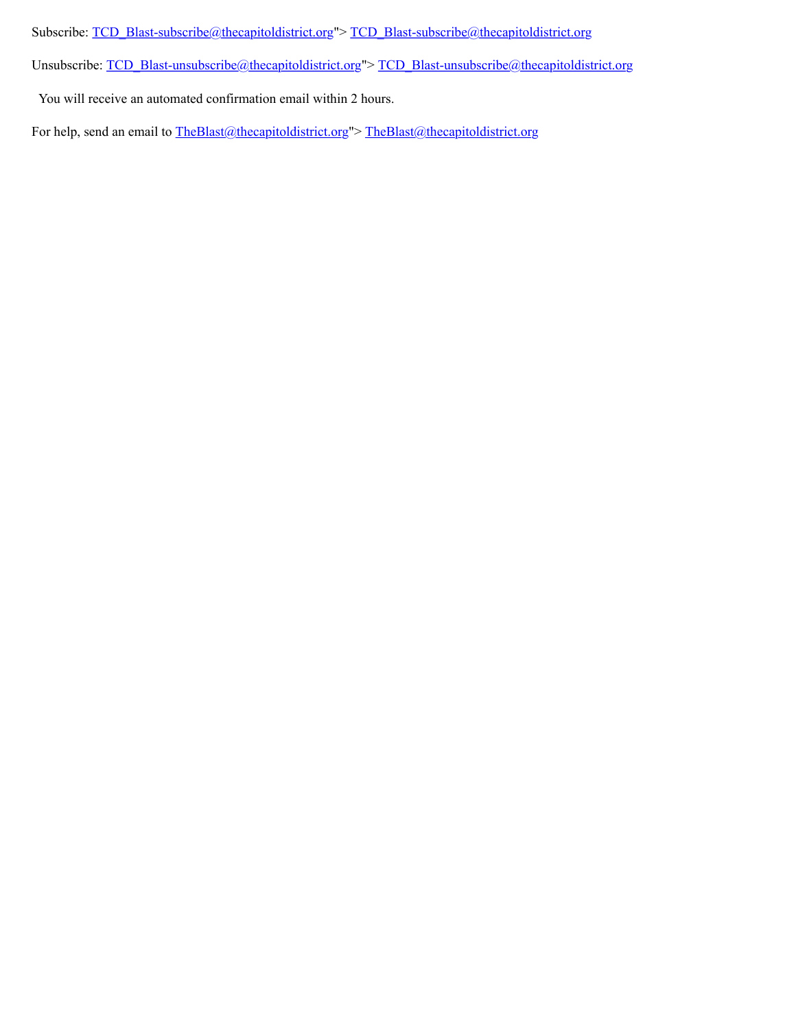Subscribe: TCD_Blast-subscribe@thecapitoldistrict.org"> TCD_Blast-subscribe@thecapitoldistrict.org

Unsubscribe: TCD_Blast-unsubscribe@thecapitoldistrict.org"> TCD_Blast-unsubscribe@thecapitoldistrict.org

You will receive an automated confirmation email within 2 hours.

For help, send an email to TheBlast@thecapitoldistrict.org"> TheBlast@thecapitoldistrict.org